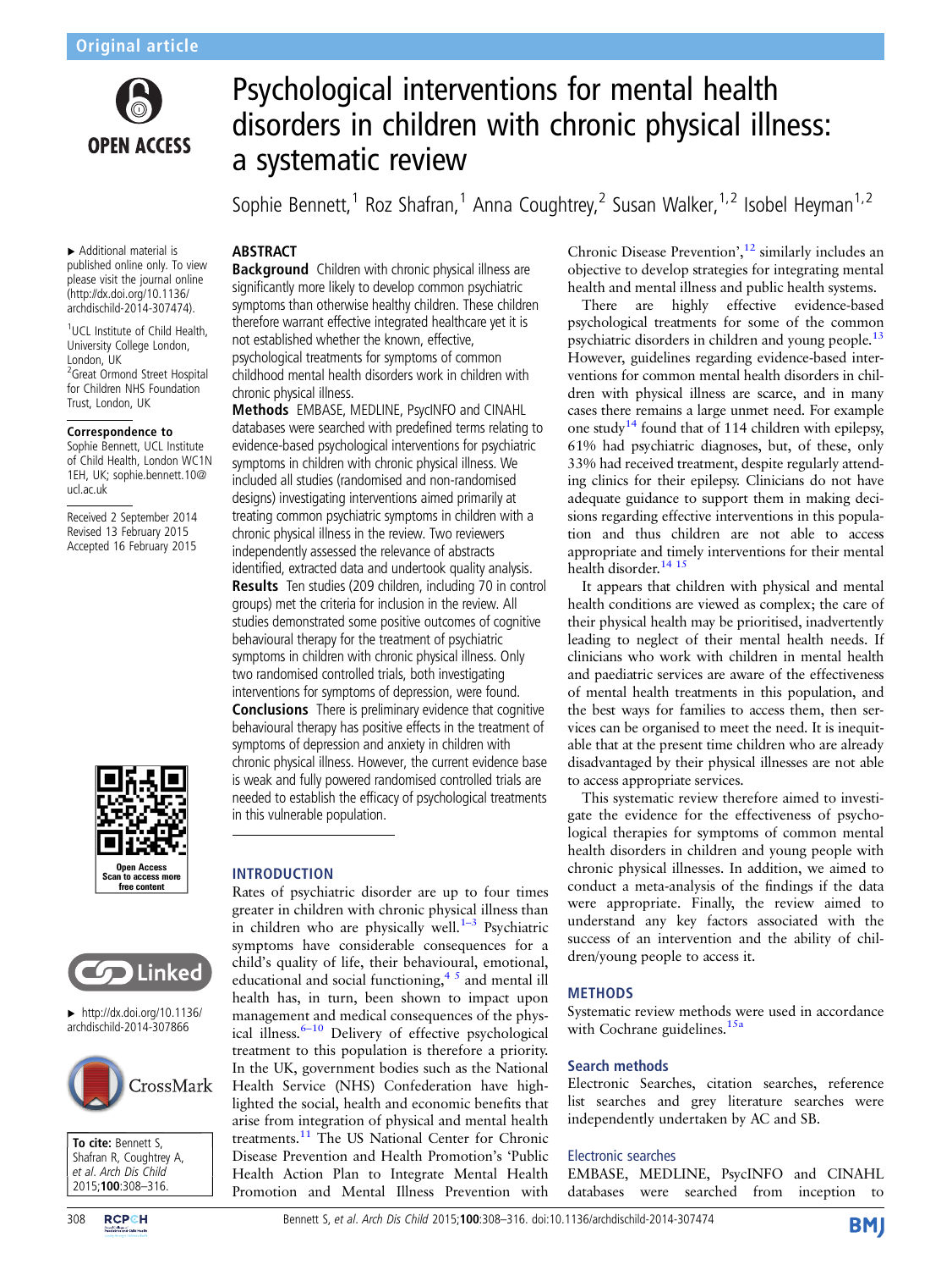Original article

# Psychological interventions for mental health disorders in children with chronic physical illness: a systematic review

Sophie Bennett,[1] Roz Shafran,[1] Anna Coughtrey,[2] Susan Walker,[1,2] Isobel Heyman[1,2]

▸ Additional material is published online only. To view please visit the journal online (http://dx.doi.org/10.1136/archdischild-2014-307474).

[1]UCL Institute of Child Health, University College London, London, UK
[2]Great Ormond Street Hospital for Children NHS Foundation Trust, London, UK

**Correspondence to** Sophie Bennett, UCL Institute of Child Health, London WC1N 1EH, UK; sophie.bennett.10@ucl.ac.uk

Received 2 September 2014
Revised 13 February 2015
Accepted 16 February 2015

▸ http://dx.doi.org/10.1136/archdischild-2014-307866

**To cite:** Bennett S, Shafran R, Coughtrey A, et al. *Arch Dis Child* 2015;**100**:308–316.

## ABSTRACT

**Background** Children with chronic physical illness are significantly more likely to develop common psychiatric symptoms than otherwise healthy children. These children therefore warrant effective integrated healthcare yet it is not established whether the known, effective, psychological treatments for symptoms of common childhood mental health disorders work in children with chronic physical illness.

**Methods** EMBASE, MEDLINE, PsycINFO and CINAHL databases were searched with predefined terms relating to evidence-based psychological interventions for psychiatric symptoms in children with chronic physical illness. We included all studies (randomised and non-randomised designs) investigating interventions aimed primarily at treating common psychiatric symptoms in children with a chronic physical illness in the review. Two reviewers independently assessed the relevance of abstracts identified, extracted data and undertook quality analysis.

**Results** Ten studies (209 children, including 70 in control groups) met the criteria for inclusion in the review. All studies demonstrated some positive outcomes of cognitive behavioural therapy for the treatment of psychiatric symptoms in children with chronic physical illness. Only two randomised controlled trials, both investigating interventions for symptoms of depression, were found.

**Conclusions** There is preliminary evidence that cognitive behavioural therapy has positive effects in the treatment of symptoms of depression and anxiety in children with chronic physical illness. However, the current evidence base is weak and fully powered randomised controlled trials are needed to establish the efficacy of psychological treatments in this vulnerable population.

## INTRODUCTION

Rates of psychiatric disorder are up to four times greater in children with chronic physical illness than in children who are physically well.[1–3] Psychiatric symptoms have considerable consequences for a child's quality of life, their behavioural, emotional, educational and social functioning,[4 5] and mental ill health has, in turn, been shown to impact upon management and medical consequences of the physical illness.[6–10] Delivery of effective psychological treatment to this population is therefore a priority. In the UK, government bodies such as the National Health Service (NHS) Confederation have highlighted the social, health and economic benefits that arise from integration of physical and mental health treatments.[11] The US National Center for Chronic Disease Prevention and Health Promotion's 'Public Health Action Plan to Integrate Mental Health Promotion and Mental Illness Prevention with Chronic Disease Prevention',[12] similarly includes an objective to develop strategies for integrating mental health and mental illness and public health systems.

There are highly effective evidence-based psychological treatments for some of the common psychiatric disorders in children and young people.[13] However, guidelines regarding evidence-based interventions for common mental health disorders in children with physical illness are scarce, and in many cases there remains a large unmet need. For example one study[14] found that of 114 children with epilepsy, 61% had psychiatric diagnoses, but, of these, only 33% had received treatment, despite regularly attending clinics for their epilepsy. Clinicians do not have adequate guidance to support them in making decisions regarding effective interventions in this population and thus children are not able to access appropriate and timely interventions for their mental health disorder.[14 15]

It appears that children with physical and mental health conditions are viewed as complex; the care of their physical health may be prioritised, inadvertently leading to neglect of their mental health needs. If clinicians who work with children in mental health and paediatric services are aware of the effectiveness of mental health treatments in this population, and the best ways for families to access them, then services can be organised to meet the need. It is inequitable that at the present time children who are already disadvantaged by their physical illnesses are not able to access appropriate services.

This systematic review therefore aimed to investigate the evidence for the effectiveness of psychological therapies for symptoms of common mental health disorders in children and young people with chronic physical illnesses. In addition, we aimed to conduct a meta-analysis of the findings if the data were appropriate. Finally, the review aimed to understand any key factors associated with the success of an intervention and the ability of children/young people to access it.

## METHODS

Systematic review methods were used in accordance with Cochrane guidelines.[15a]

### Search methods

Electronic Searches, citation searches, reference list searches and grey literature searches were independently undertaken by AC and SB.

### Electronic searches

EMBASE, MEDLINE, PsycINFO and CINAHL databases were searched from inception to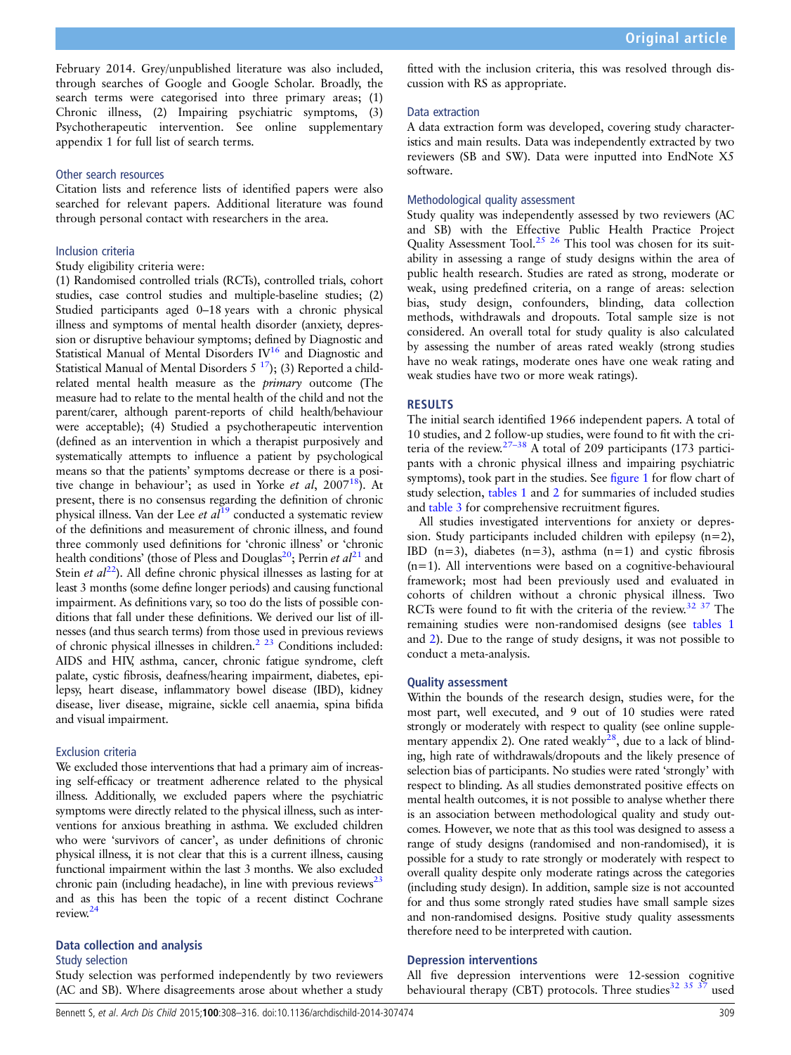February 2014. Grey/unpublished literature was also included, through searches of Google and Google Scholar. Broadly, the search terms were categorised into three primary areas; (1) Chronic illness, (2) Impairing psychiatric symptoms, (3) Psychotherapeutic intervention. See online supplementary appendix 1 for full list of search terms.

### Other search resources

Citation lists and reference lists of identified papers were also searched for relevant papers. Additional literature was found through personal contact with researchers in the area.

### Inclusion criteria

Study eligibility criteria were:

(1) Randomised controlled trials (RCTs), controlled trials, cohort studies, case control studies and multiple-baseline studies; (2) Studied participants aged 0–18 years with a chronic physical illness and symptoms of mental health disorder (anxiety, depression or disruptive behaviour symptoms; defined by Diagnostic and Statistical Manual of Mental Disorders IV[16] and Diagnostic and Statistical Manual of Mental Disorders 5 [17]); (3) Reported a child-related mental health measure as the *primary* outcome (The measure had to relate to the mental health of the child and not the parent/carer, although parent-reports of child health/behaviour were acceptable); (4) Studied a psychotherapeutic intervention (defined as an intervention in which a therapist purposively and systematically attempts to influence a patient by psychological means so that the patients' symptoms decrease or there is a positive change in behaviour'; as used in Yorke *et al*, 2007[18]). At present, there is no consensus regarding the definition of chronic physical illness. Van der Lee *et al*[19] conducted a systematic review of the definitions and measurement of chronic illness, and found three commonly used definitions for 'chronic illness' or 'chronic health conditions' (those of Pless and Douglas[20]; Perrin *et al*[21] and Stein *et al*[22]). All define chronic physical illnesses as lasting for at least 3 months (some define longer periods) and causing functional impairment. As definitions vary, so too do the lists of possible conditions that fall under these definitions. We derived our list of illnesses (and thus search terms) from those used in previous reviews of chronic physical illnesses in children.[2 23] Conditions included: AIDS and HIV, asthma, cancer, chronic fatigue syndrome, cleft palate, cystic fibrosis, deafness/hearing impairment, diabetes, epilepsy, heart disease, inflammatory bowel disease (IBD), kidney disease, liver disease, migraine, sickle cell anaemia, spina bifida and visual impairment.

### Exclusion criteria

We excluded those interventions that had a primary aim of increasing self-efficacy or treatment adherence related to the physical illness. Additionally, we excluded papers where the psychiatric symptoms were directly related to the physical illness, such as interventions for anxious breathing in asthma. We excluded children who were 'survivors of cancer', as under definitions of chronic physical illness, it is not clear that this is a current illness, causing functional impairment within the last 3 months. We also excluded chronic pain (including headache), in line with previous reviews[23] and as this has been the topic of a recent distinct Cochrane review.[24]

## Data collection and analysis

### Study selection

Study selection was performed independently by two reviewers (AC and SB). Where disagreements arose about whether a study fitted with the inclusion criteria, this was resolved through discussion with RS as appropriate.

### Data extraction

A data extraction form was developed, covering study characteristics and main results. Data was independently extracted by two reviewers (SB and SW). Data were inputted into EndNote X5 software.

### Methodological quality assessment

Study quality was independently assessed by two reviewers (AC and SB) with the Effective Public Health Practice Project Quality Assessment Tool.[25 26] This tool was chosen for its suitability in assessing a range of study designs within the area of public health research. Studies are rated as strong, moderate or weak, using predefined criteria, on a range of areas: selection bias, study design, confounders, blinding, data collection methods, withdrawals and dropouts. Total sample size is not considered. An overall total for study quality is also calculated by assessing the number of areas rated weakly (strong studies have no weak ratings, moderate ones have one weak rating and weak studies have two or more weak ratings).

## RESULTS

The initial search identified 1966 independent papers. A total of 10 studies, and 2 follow-up studies, were found to fit with the criteria of the review.[27–38] A total of 209 participants (173 participants with a chronic physical illness and impairing psychiatric symptoms), took part in the studies. See figure 1 for flow chart of study selection, tables 1 and 2 for summaries of included studies and table 3 for comprehensive recruitment figures.

All studies investigated interventions for anxiety or depression. Study participants included children with epilepsy (n=2), IBD (n=3), diabetes (n=3), asthma (n=1) and cystic fibrosis (n=1). All interventions were based on a cognitive-behavioural framework; most had been previously used and evaluated in cohorts of children without a chronic physical illness. Two RCTs were found to fit with the criteria of the review.[32 37] The remaining studies were non-randomised designs (see tables 1 and 2). Due to the range of study designs, it was not possible to conduct a meta-analysis.

### Quality assessment

Within the bounds of the research design, studies were, for the most part, well executed, and 9 out of 10 studies were rated strongly or moderately with respect to quality (see online supplementary appendix 2). One rated weakly[28], due to a lack of blinding, high rate of withdrawals/dropouts and the likely presence of selection bias of participants. No studies were rated 'strongly' with respect to blinding. As all studies demonstrated positive effects on mental health outcomes, it is not possible to analyse whether there is an association between methodological quality and study outcomes. However, we note that as this tool was designed to assess a range of study designs (randomised and non-randomised), it is possible for a study to rate strongly or moderately with respect to overall quality despite only moderate ratings across the categories (including study design). In addition, sample size is not accounted for and thus some strongly rated studies have small sample sizes and non-randomised designs. Positive study quality assessments therefore need to be interpreted with caution.

### Depression interventions

All five depression interventions were 12-session cognitive behavioural therapy (CBT) protocols. Three studies[32 35 37] used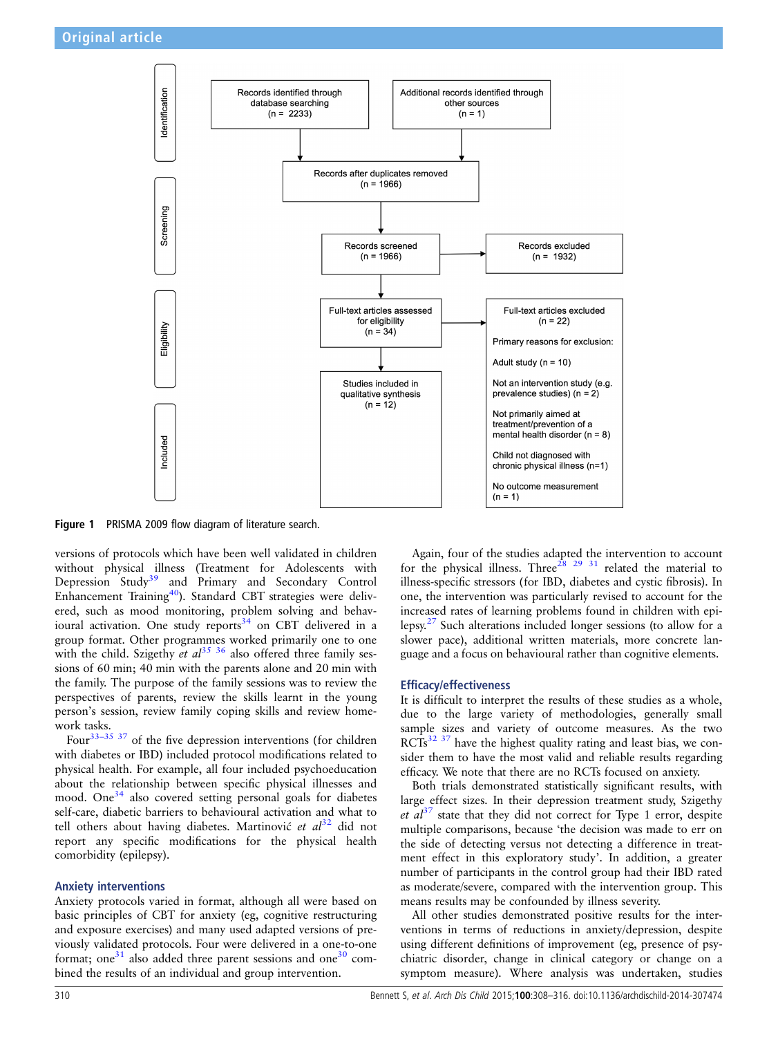Records identified through database searching (n = 2233)

Additional records identified through other sources (n = 1)

Records after duplicates removed (n = 1966)

Records screened (n = 1966)

Records excluded (n = 1932)

Full-text articles assessed for eligibility (n = 34)

Full-text articles excluded (n = 22)

Primary reasons for exclusion:

Adult study (n = 10)

Not an intervention study (e.g. prevalence studies) (n = 2)

Not primarily aimed at treatment/prevention of a mental health disorder (n = 8)

Child not diagnosed with chronic physical illness (n=1)

No outcome measurement (n = 1)

Studies included in qualitative synthesis (n = 12)

Identification / Screening / Eligibility / Included

**Figure 1** PRISMA 2009 flow diagram of literature search.

versions of protocols which have been well validated in children without physical illness (Treatment for Adolescents with Depression Study[39] and Primary and Secondary Control Enhancement Training[40]). Standard CBT strategies were delivered, such as mood monitoring, problem solving and behavioural activation. One study reports[34] on CBT delivered in a group format. Other programmes worked primarily one to one with the child. Szigethy *et al*[35 36] also offered three family sessions of 60 min; 40 min with the parents alone and 20 min with the family. The purpose of the family sessions was to review the perspectives of parents, review the skills learnt in the young person's session, review family coping skills and review homework tasks.

Four[33–35 37] of the five depression interventions (for children with diabetes or IBD) included protocol modifications related to physical health. For example, all four included psychoeducation about the relationship between specific physical illnesses and mood. One[34] also covered setting personal goals for diabetes self-care, diabetic barriers to behavioural activation and what to tell others about having diabetes. Martinović *et al*[32] did not report any specific modifications for the physical health comorbidity (epilepsy).

### Anxiety interventions

Anxiety protocols varied in format, although all were based on basic principles of CBT for anxiety (eg, cognitive restructuring and exposure exercises) and many used adapted versions of previously validated protocols. Four were delivered in a one-to-one format; one[31] also added three parent sessions and one[30] combined the results of an individual and group intervention.

Again, four of the studies adapted the intervention to account for the physical illness. Three[28 29 31] related the material to illness-specific stressors (for IBD, diabetes and cystic fibrosis). In one, the intervention was particularly revised to account for the increased rates of learning problems found in children with epilepsy.[27] Such alterations included longer sessions (to allow for a slower pace), additional written materials, more concrete language and a focus on behavioural rather than cognitive elements.

### Efficacy/effectiveness

It is difficult to interpret the results of these studies as a whole, due to the large variety of methodologies, generally small sample sizes and variety of outcome measures. As the two RCTs[32 37] have the highest quality rating and least bias, we consider them to have the most valid and reliable results regarding efficacy. We note that there are no RCTs focused on anxiety.

Both trials demonstrated statistically significant results, with large effect sizes. In their depression treatment study, Szigethy *et al*[37] state that they did not correct for Type 1 error, despite multiple comparisons, because 'the decision was made to err on the side of detecting versus not detecting a difference in treatment effect in this exploratory study'. In addition, a greater number of participants in the control group had their IBD rated as moderate/severe, compared with the intervention group. This means results may be confounded by illness severity.

All other studies demonstrated positive results for the interventions in terms of reductions in anxiety/depression, despite using different definitions of improvement (eg, presence of psychiatric disorder, change in clinical category or change on a symptom measure). Where analysis was undertaken, studies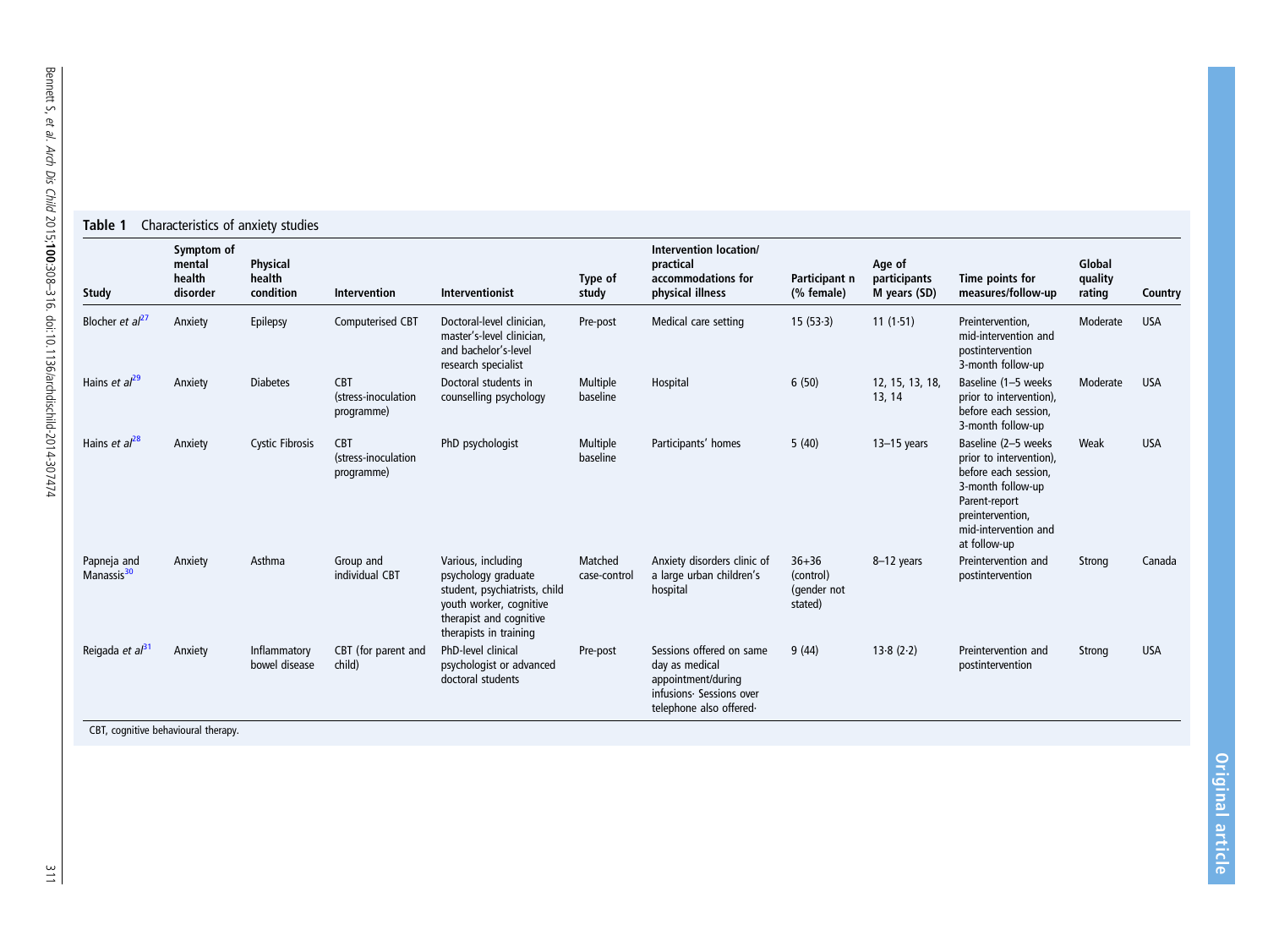**Table 1** Characteristics of anxiety studies

| Study | Symptom of mental health disorder | Physical health condition | Intervention | Interventionist | Type of study | Intervention location/ practical accommodations for physical illness | Participant n (% female) | Age of participants M years (SD) | Time points for measures/follow-up | Global quality rating | Country |
|---|---|---|---|---|---|---|---|---|---|---|---|
| Blocher *et al*[27] | Anxiety | Epilepsy | Computerised CBT | Doctoral-level clinician, master's-level clinician, and bachelor's-level research specialist | Pre-post | Medical care setting | 15 (53·3) | 11 (1·51) | Preintervention, mid-intervention and postintervention 3-month follow-up | Moderate | USA |
| Hains *et al*[29] | Anxiety | Diabetes | CBT (stress-inoculation programme) | Doctoral students in counselling psychology | Multiple baseline | Hospital | 6 (50) | 12, 15, 13, 18, 13, 14 | Baseline (1–5 weeks prior to intervention), before each session, 3-month follow-up | Moderate | USA |
| Hains *et al*[28] | Anxiety | Cystic Fibrosis | CBT (stress-inoculation programme) | PhD psychologist | Multiple baseline | Participants' homes | 5 (40) | 13–15 years | Baseline (2–5 weeks prior to intervention), before each session, 3-month follow-up Parent-report preintervention, mid-intervention and at follow-up | Weak | USA |
| Papneja and Manassis[30] | Anxiety | Asthma | Group and individual CBT | Various, including psychology graduate student, psychiatrists, child youth worker, cognitive therapist and cognitive therapists in training | Matched case-control | Anxiety disorders clinic of a large urban children's hospital | 36+36 (control) (gender not stated) | 8–12 years | Preintervention and postintervention | Strong | Canada |
| Reigada *et al*[31] | Anxiety | Inflammatory bowel disease | CBT (for parent and child) | PhD-level clinical psychologist or advanced doctoral students | Pre-post | Sessions offered on same day as medical appointment/during infusions· Sessions over telephone also offered· | 9 (44) | 13·8 (2·2) | Preintervention and postintervention | Strong | USA |

CBT, cognitive behavioural therapy.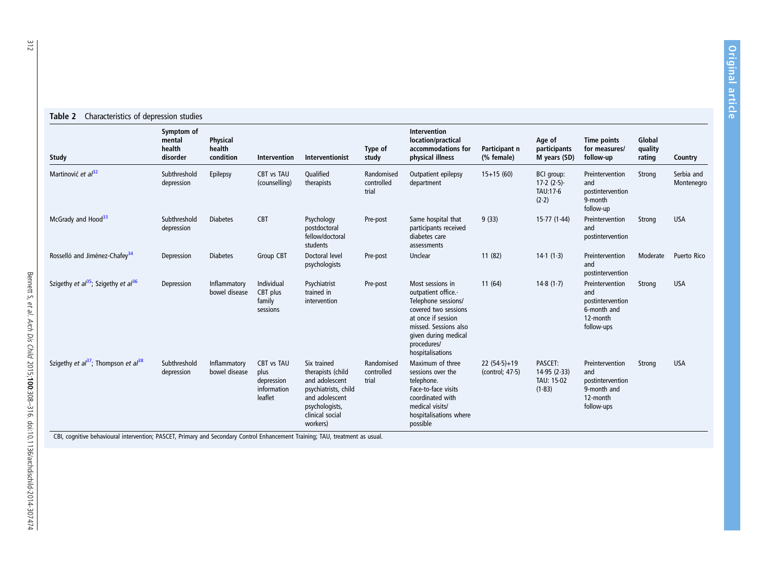**Table 2** Characteristics of depression studies

| Study | Symptom of mental health disorder | Physical health condition | Intervention | Interventionist | Type of study | Intervention location/practical accommodations for physical illness | Participant n (% female) | Age of participants M years (SD) | Time points for measures/ follow-up | Global quality rating | Country |
|---|---|---|---|---|---|---|---|---|---|---|---|
| Martinović *et al*[32] | Subthreshold depression | Epilepsy | CBT vs TAU (counselling) | Qualified therapists | Randomised controlled trial | Outpatient epilepsy department | 15+15 (60) | BCI group: 17·2 (2·5)· TAU:17·6 (2·2) | Preintervention and postintervention 9-month follow-up | Strong | Serbia and Montenegro |
| McGrady and Hood[33] | Subthreshold depression | Diabetes | CBT | Psychology postdoctoral fellow/doctoral students | Pre-post | Same hospital that participants received diabetes care assessments | 9 (33) | 15·77 (1·44) | Preintervention and postintervention | Strong | USA |
| Rosselló and Jiménez-Chafey[34] | Depression | Diabetes | Group CBT | Doctoral level psychologists | Pre-post | Unclear | 11 (82) | 14·1 (1·3) | Preintervention and postintervention | Moderate | Puerto Rico |
| Szigethy *et al*[35]; Szigethy *et al*[36] | Depression | Inflammatory bowel disease | Individual CBT plus family sessions | Psychiatrist trained in intervention | Pre-post | Most sessions in outpatient office.· Telephone sessions/ covered two sessions at once if session missed. Sessions also given during medical procedures/ hospitalisations | 11 (64) | 14·8 (1·7) | Preintervention and postintervention 6-month and 12-month follow-ups | Strong | USA |
| Szigethy *et al*[37]; Thompson *et al*[38] | Subthreshold depression | Inflammatory bowel disease | CBT vs TAU plus depression information leaflet | Six trained therapists (child and adolescent psychiatrists, child and adolescent psychologists, clinical social workers) | Randomised controlled trial | Maximum of three sessions over the telephone. Face-to-face visits coordinated with medical visits/ hospitalisations where possible | 22 (54·5)+19 (control; 47·5) | PASCET: 14·95 (2·33) TAU: 15·02 (1·83) | Preintervention and postintervention 9-month and 12-month follow-ups | Strong | USA |

CBI, cognitive behavioural intervention; PASCET, Primary and Secondary Control Enhancement Training; TAU, treatment as usual.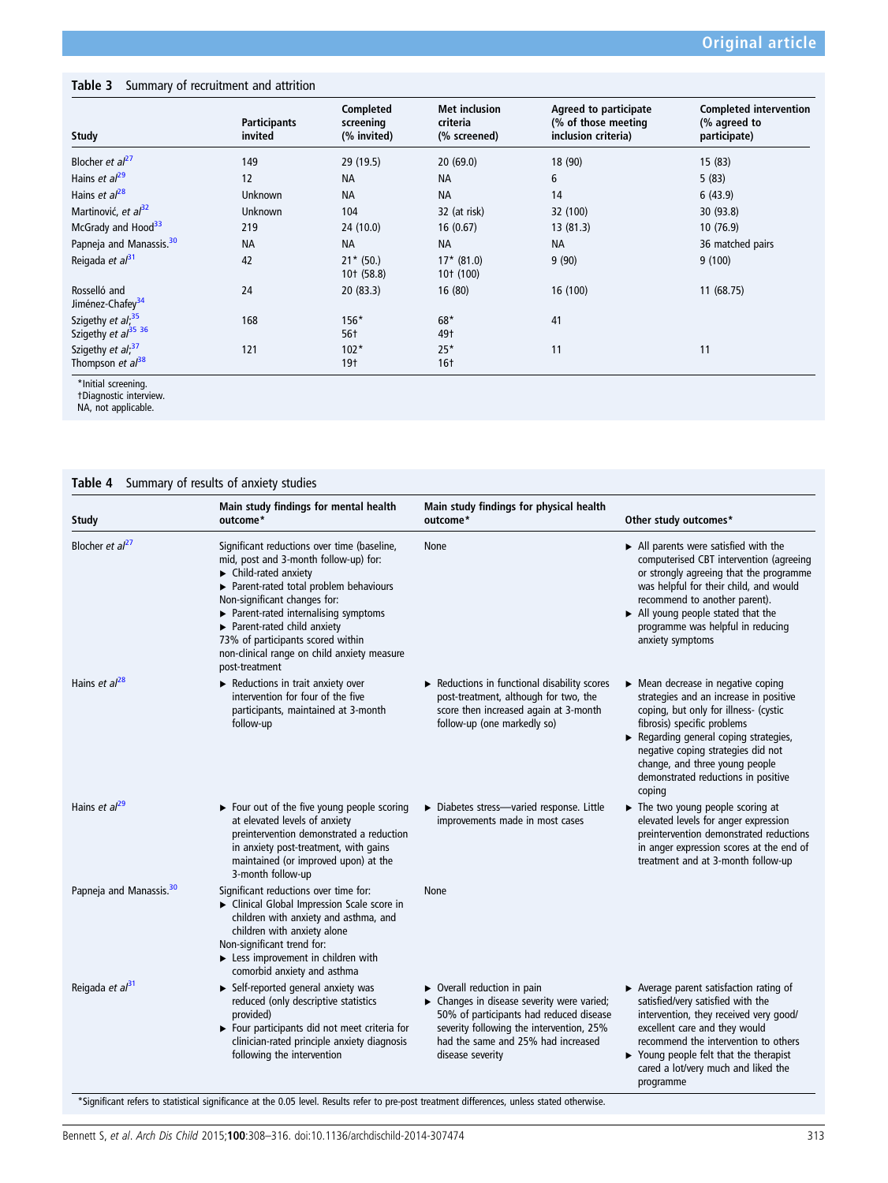**Table 3** Summary of recruitment and attrition

| Study | Participants invited | Completed screening (% invited) | Met inclusion criteria (% screened) | Agreed to participate (% of those meeting inclusion criteria) | Completed intervention (% agreed to participate) |
|---|---|---|---|---|---|
| Blocher *et al*[27] | 149 | 29 (19.5) | 20 (69.0) | 18 (90) | 15 (83) |
| Hains *et al*[29] | 12 | NA | NA | 6 | 5 (83) |
| Hains *et al*[28] | Unknown | NA | NA | 14 | 6 (43.9) |
| Martinović, *et al*[32] | Unknown | 104 | 32 (at risk) | 32 (100) | 30 (93.8) |
| McGrady and Hood[33] | 219 | 24 (10.0) | 16 (0.67) | 13 (81.3) | 10 (76.9) |
| Papneja and Manassis.[30] | NA | NA | NA | NA | 36 matched pairs |
| Reigada *et al*[31] | 42 | 21* (50.)<br>10† (58.8) | 17* (81.0)<br>10† (100) | 9 (90) | 9 (100) |
| Rosselló and Jiménez-Chafey[34] | 24 | 20 (83.3) | 16 (80) | 16 (100) | 11 (68.75) |
| Szigethy *et al*;[35]<br>Szigethy *et al*[35 36] | 168 | 156*<br>56† | 68*<br>49† | 41 | |
| Szigethy *et al*;[37]<br>Thompson *et al*[38] | 121 | 102*<br>19† | 25*<br>16† | 11 | 11 |

*Initial screening.
†Diagnostic interview.
NA, not applicable.

**Table 4** Summary of results of anxiety studies

| Study | Main study findings for mental health outcome* | Main study findings for physical health outcome* | Other study outcomes* |
|---|---|---|---|
| Blocher *et al*[27] | Significant reductions over time (baseline, mid, post and 3-month follow-up) for:<br>▶ Child-rated anxiety<br>▶ Parent-rated total problem behaviours<br>Non-significant changes for:<br>▶ Parent-rated internalising symptoms<br>▶ Parent-rated child anxiety<br>73% of participants scored within non-clinical range on child anxiety measure post-treatment | None | ▶ All parents were satisfied with the computerised CBT intervention (agreeing or strongly agreeing that the programme was helpful for their child, and would recommend to another parent).<br>▶ All young people stated that the programme was helpful in reducing anxiety symptoms |
| Hains *et al*[28] | ▶ Reductions in trait anxiety over intervention for four of the five participants, maintained at 3-month follow-up | ▶ Reductions in functional disability scores post-treatment, although for two, the score then increased again at 3-month follow-up (one markedly so) | ▶ Mean decrease in negative coping strategies and an increase in positive coping, but only for illness- (cystic fibrosis) specific problems<br>▶ Regarding general coping strategies, negative coping strategies did not change, and three young people demonstrated reductions in positive coping |
| Hains *et al*[29] | ▶ Four out of the five young people scoring at elevated levels of anxiety preintervention demonstrated a reduction in anxiety post-treatment, with gains maintained (or improved upon) at the 3-month follow-up | ▶ Diabetes stress—varied response. Little improvements made in most cases | ▶ The two young people scoring at elevated levels for anger expression preintervention demonstrated reductions in anger expression scores at the end of treatment and at 3-month follow-up |
| Papneja and Manassis.[30] | Significant reductions over time for:<br>▶ Clinical Global Impression Scale score in children with anxiety and asthma, and children with anxiety alone<br>Non-significant trend for:<br>▶ Less improvement in children with comorbid anxiety and asthma | None | |
| Reigada *et al*[31] | ▶ Self-reported general anxiety was reduced (only descriptive statistics provided)<br>▶ Four participants did not meet criteria for clinician-rated principle anxiety diagnosis following the intervention | ▶ Overall reduction in pain<br>▶ Changes in disease severity were varied; 50% of participants had reduced disease severity following the intervention, 25% had the same and 25% had increased disease severity | ▶ Average parent satisfaction rating of satisfied/very satisfied with the intervention, they received very good/excellent care and they would recommend the intervention to others<br>▶ Young people felt that the therapist cared a lot/very much and liked the programme |

*Significant refers to statistical significance at the 0.05 level. Results refer to pre-post treatment differences, unless stated otherwise.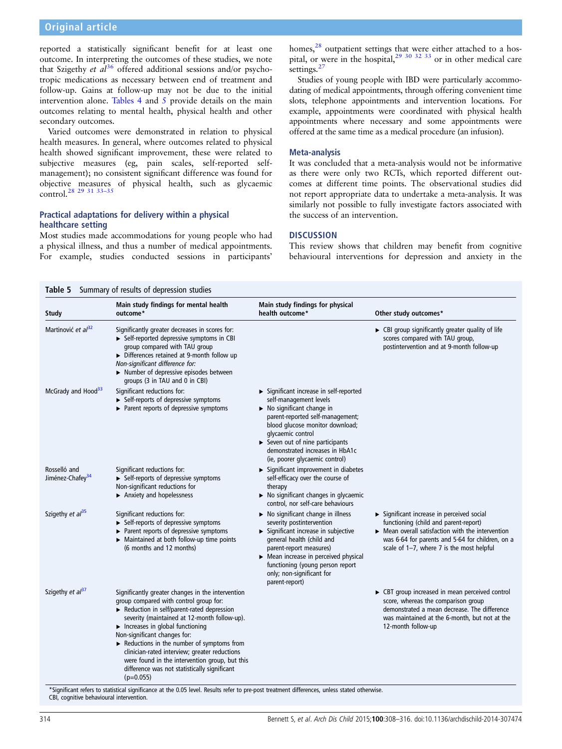reported a statistically significant benefit for at least one outcome. In interpreting the outcomes of these studies, we note that Szigethy *et al*[36] offered additional sessions and/or psychotropic medications as necessary between end of treatment and follow-up. Gains at follow-up may not be due to the initial intervention alone. Tables 4 and 5 provide details on the main outcomes relating to mental health, physical health and other secondary outcomes.

Varied outcomes were demonstrated in relation to physical health measures. In general, where outcomes related to physical health showed significant improvement, these were related to subjective measures (eg, pain scales, self-reported self-management); no consistent significant difference was found for objective measures of physical health, such as glycaemic control.[28 29 31 33–35]

### Practical adaptations for delivery within a physical healthcare setting

Most studies made accommodations for young people who had a physical illness, and thus a number of medical appointments. For example, studies conducted sessions in participants' homes,[28] outpatient settings that were either attached to a hospital, or were in the hospital,[29 30 32 33] or in other medical care settings.[27]

Studies of young people with IBD were particularly accommodating of medical appointments, through offering convenient time slots, telephone appointments and intervention locations. For example, appointments were coordinated with physical health appointments where necessary and some appointments were offered at the same time as a medical procedure (an infusion).

### Meta-analysis

It was concluded that a meta-analysis would not be informative as there were only two RCTs, which reported different outcomes at different time points. The observational studies did not report appropriate data to undertake a meta-analysis. It was similarly not possible to fully investigate factors associated with the success of an intervention.

## DISCUSSION

This review shows that children may benefit from cognitive behavioural interventions for depression and anxiety in the

**Table 5** Summary of results of depression studies

| Study | Main study findings for mental health outcome* | Main study findings for physical health outcome* | Other study outcomes* |
|---|---|---|---|
| Martinović *et al*[32] | Significantly greater decreases in scores for:<br>► Self-reported depressive symptoms in CBI group compared with TAU group<br>► Differences retained at 9-month follow up<br>*Non-significant difference for:*<br>► Number of depressive episodes between groups (3 in TAU and 0 in CBI) | | ► CBI group significantly greater quality of life scores compared with TAU group, postintervention and at 9-month follow-up |
| McGrady and Hood[33] | Significant reductions for:<br>► Self-reports of depressive symptoms<br>► Parent reports of depressive symptoms | ► Significant increase in self-reported self-management levels<br>► No significant change in parent-reported self-management; blood glucose monitor download; glycaemic control<br>► Seven out of nine participants demonstrated increases in HbA1c (ie, poorer glycaemic control) | |
| Rosselló and Jiménez-Chafey[34] | Significant reductions for:<br>► Self-reports of depressive symptoms<br>Non-significant reductions for<br>► Anxiety and hopelessness | ► Significant improvement in diabetes self-efficacy over the course of therapy<br>► No significant changes in glycaemic control, nor self-care behaviours | |
| Szigethy *et al*[35] | Significant reductions for:<br>► Self-reports of depressive symptoms<br>► Parent reports of depressive symptoms<br>► Maintained at both follow-up time points (6 months and 12 months) | ► No significant change in illness severity postintervention<br>► Significant increase in subjective general health (child and parent-report measures)<br>► Mean increase in perceived physical functioning (young person report only; non-significant for parent-report) | ► Significant increase in perceived social functioning (child and parent-report)<br>► Mean overall satisfaction with the intervention was 6·64 for parents and 5·64 for children, on a scale of 1–7, where 7 is the most helpful |
| Szigethy *et al*[37] | Significantly greater changes in the intervention group compared with control group for:<br>► Reduction in self/parent-rated depression severity (maintained at 12-month follow-up).<br>► Increases in global functioning<br>Non-significant changes for:<br>► Reductions in the number of symptoms from clinician-rated interview; greater reductions were found in the intervention group, but this difference was not statistically significant ($p=0.055$) | | ► CBT group increased in mean perceived control score, whereas the comparison group demonstrated a mean decrease. The difference was maintained at the 6-month, but not at the 12-month follow-up |

*Significant refers to statistical significance at the 0.05 level. Results refer to pre-post treatment differences, unless stated otherwise.
CBI, cognitive behavioural intervention.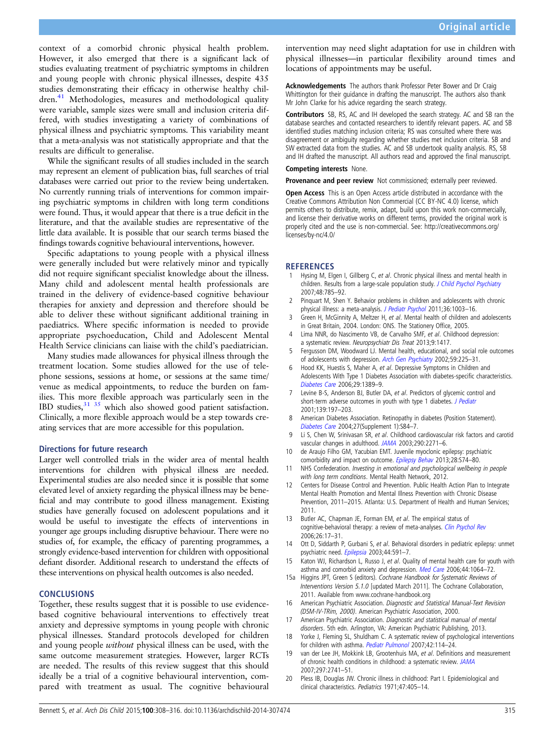context of a comorbid chronic physical health problem. However, it also emerged that there is a significant lack of studies evaluating treatment of psychiatric symptoms in children and young people with chronic physical illnesses, despite 435 studies demonstrating their efficacy in otherwise healthy children.[41] Methodologies, measures and methodological quality were variable, sample sizes were small and inclusion criteria differed, with studies investigating a variety of combinations of physical illness and psychiatric symptoms. This variability meant that a meta-analysis was not statistically appropriate and that the results are difficult to generalise.

While the significant results of all studies included in the search may represent an element of publication bias, full searches of trial databases were carried out prior to the review being undertaken. No currently running trials of interventions for common impairing psychiatric symptoms in children with long term conditions were found. Thus, it would appear that there is a true deficit in the literature, and that the available studies are representative of the little data available. It is possible that our search terms biased the findings towards cognitive behavioural interventions, however.

Specific adaptations to young people with a physical illness were generally included but were relatively minor and typically did not require significant specialist knowledge about the illness. Many child and adolescent mental health professionals are trained in the delivery of evidence-based cognitive behaviour therapies for anxiety and depression and therefore should be able to deliver these without significant additional training in paediatrics. Where specific information is needed to provide appropriate psychoeducation, Child and Adolescent Mental Health Service clinicians can liaise with the child's paediatrician.

Many studies made allowances for physical illness through the treatment location. Some studies allowed for the use of telephone sessions, sessions at home, or sessions at the same time/venue as medical appointments, to reduce the burden on families. This more flexible approach was particularly seen in the IBD studies,[31 35] which also showed good patient satisfaction. Clinically, a more flexible approach would be a step towards creating services that are more accessible for this population.

### Directions for future research

Larger well controlled trials in the wider area of mental health interventions for children with physical illness are needed. Experimental studies are also needed since it is possible that some elevated level of anxiety regarding the physical illness may be beneficial and may contribute to good illness management. Existing studies have generally focused on adolescent populations and it would be useful to investigate the effects of interventions in younger age groups including disruptive behaviour. There were no studies of, for example, the efficacy of parenting programmes, a strongly evidence-based intervention for children with oppositional defiant disorder. Additional research to understand the effects of these interventions on physical health outcomes is also needed.

## CONCLUSIONS

Together, these results suggest that it is possible to use evidence-based cognitive behavioural interventions to effectively treat anxiety and depressive symptoms in young people with chronic physical illnesses. Standard protocols developed for children and young people *without* physical illness can be used, with the same outcome measurement strategies. However, larger RCTs are needed. The results of this review suggest that this should ideally be a trial of a cognitive behavioural intervention, compared with treatment as usual. The cognitive behavioural intervention may need slight adaptation for use in children with physical illnesses—in particular flexibility around times and locations of appointments may be useful.

**Acknowledgements** The authors thank Professor Peter Bower and Dr Craig Whittington for their guidance in drafting the manuscript. The authors also thank Mr John Clarke for his advice regarding the search strategy.

**Contributors** SB, RS, AC and IH developed the search strategy. AC and SB ran the database searches and contacted researchers to identify relevant papers. AC and SB identified studies matching inclusion criteria; RS was consulted where there was disagreement or ambiguity regarding whether studies met inclusion criteria. SB and SW extracted data from the studies. AC and SB undertook quality analysis. RS, SB and IH drafted the manuscript. All authors read and approved the final manuscript.

**Competing interests** None.

**Provenance and peer review** Not commissioned; externally peer reviewed.

**Open Access** This is an Open Access article distributed in accordance with the Creative Commons Attribution Non Commercial (CC BY-NC 4.0) license, which permits others to distribute, remix, adapt, build upon this work non-commercially, and license their derivative works on different terms, provided the original work is properly cited and the use is non-commercial. See: http://creativecommons.org/licenses/by-nc/4.0/

## REFERENCES

1. Hysing M, Elgen I, Gillberg C, *et al*. Chronic physical illness and mental health in children. Results from a large-scale population study. *J Child Psychol Psychiatry* 2007;48:785–92.
2. Pinquart M, Shen Y. Behavior problems in children and adolescents with chronic physical illness: a meta-analysis. *J Pediatr Psychol* 2011;36:1003–16.
3. Green H, McGinnity A, Meltzer H, *et al*. Mental health of children and adolescents in Great Britain, 2004. London: ONS. The Stationery Office, 2005.
4. Lima NNR, do Nascimento VB, de Carvalho SMF, *et al*. Childhood depression: a systematic review. *Neuropsychiatr Dis Treat* 2013;9:1417.
5. Fergusson DM, Woodward LJ. Mental health, educational, and social role outcomes of adolescents with depression. *Arch Gen Psychiatry* 2002;59:225–31.
6. Hood KK, Huestis S, Maher A, *et al*. Depressive Symptoms in Children and Adolescents With Type 1 Diabetes Association with diabetes-specific characteristics. *Diabetes Care* 2006;29:1389–9.
7. Levine B-S, Anderson BJ, Butler DA, *et al*. Predictors of glycemic control and short-term adverse outcomes in youth with type 1 diabetes. *J Pediatr* 2001;139:197–203.
8. American Diabetes Association. Retinopathy in diabetes (Position Statement). *Diabetes Care* 2004;27(Supplement 1):S84–7.
9. Li S, Chen W, Srinivasan SR, *et al*. Childhood cardiovascular risk factors and carotid vascular changes in adulthood. *JAMA* 2003;290:2271–6.
10. de Araujo Filho GM, Yacubian EMT. Juvenile myoclonic epilepsy: psychiatric comorbidity and impact on outcome. *Epilepsy Behav* 2013;28:S74–80.
11. NHS Confederation. *Investing in emotional and psychological wellbeing in people with long term conditions*. Mental Health Network, 2012.
12. Centers for Disease Control and Prevention. Public Health Action Plan to Integrate Mental Health Promotion and Mental Illness Prevention with Chronic Disease Prevention, 2011–2015. Atlanta: U.S. Department of Health and Human Services; 2011.
13. Butler AC, Chapman JE, Forman EM, *et al*. The empirical status of cognitive-behavioral therapy: a review of meta-analyses. *Clin Psychol Rev* 2006;26:17–31.
14. Ott D, Siddarth P, Gurbani S, *et al*. Behavioral disorders in pediatric epilepsy: unmet psychiatric need. *Epilepsia* 2003;44:591–7.
15. Katon WJ, Richardson L, Russo J, *et al*. Quality of mental health care for youth with asthma and comorbid anxiety and depression. *Med Care* 2006;44:1064–72.

15a. Higgins JPT, Green S (editors). *Cochrane Handbook for Systematic Reviews of Interventions Version 5.1.0* [updated March 2011]. The Cochrane Collaboration, 2011. Available from www.cochrane-handbook.org

16. American Psychiatric Association. *Diagnostic and Statistical Manual-Text Revision (DSM-IV-TRim, 2000)*. American Psychiatric Association, 2000.
17. American Psychiatric Association. *Diagnostic and statistical manual of mental disorders*. 5th edn. Arlington, VA: American Psychiatric Publishing, 2013.
18. Yorke J, Fleming SL, Shuldham C. A systematic review of psychological interventions for children with asthma. *Pediatr Pulmonol* 2007;42:114–24.
19. van der Lee JH, Mokkink LB, Grootenhuis MA, *et al*. Definitions and measurement of chronic health conditions in childhood: a systematic review. *JAMA* 2007;297:2741–51.
20. Pless IB, Douglas JW. Chronic illness in childhood: Part I. Epidemiological and clinical characteristics. *Pediatrics* 1971;47:405–14.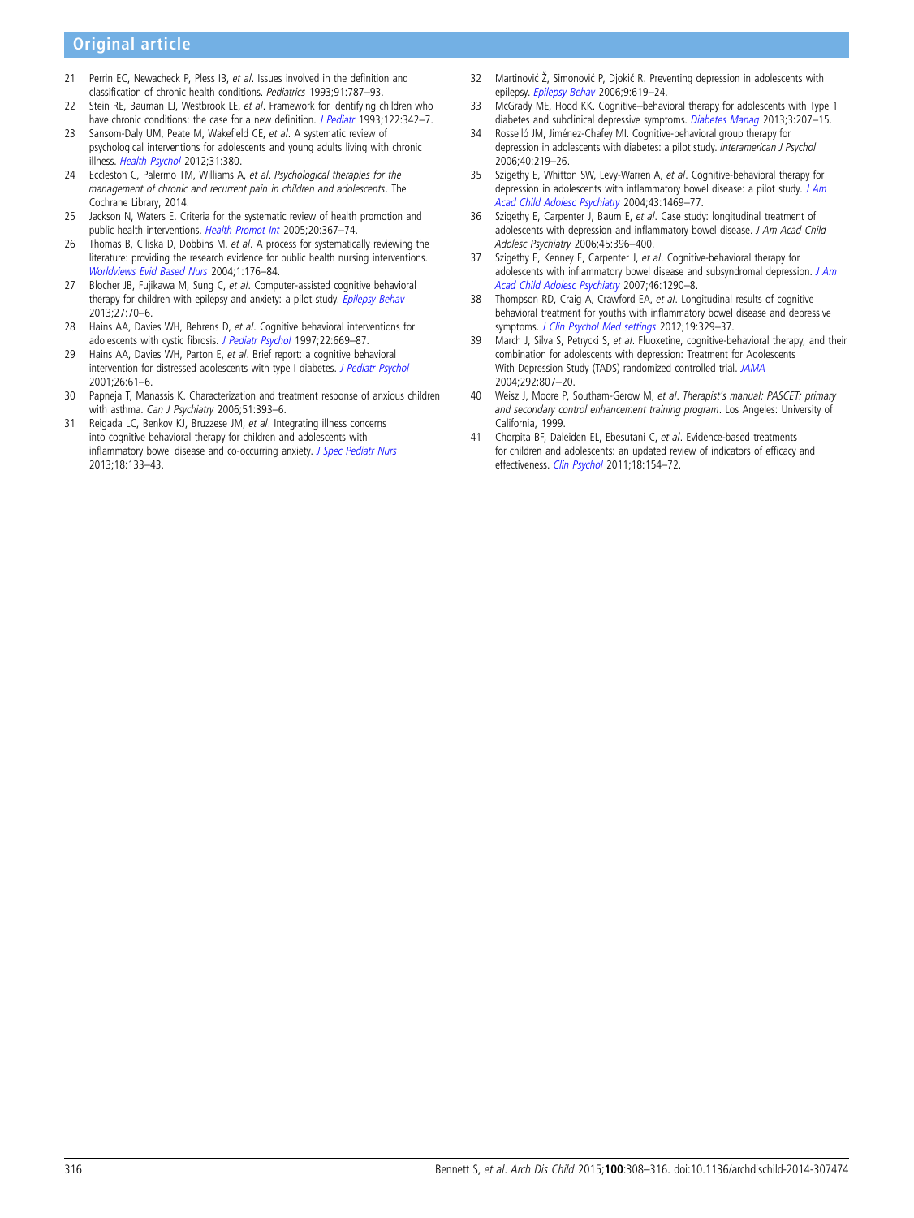21 Perrin EC, Newacheck P, Pless IB, *et al*. Issues involved in the definition and classification of chronic health conditions. *Pediatrics* 1993;91:787–93.

22 Stein RE, Bauman LJ, Westbrook LE, *et al*. Framework for identifying children who have chronic conditions: the case for a new definition. *J Pediatr* 1993;122:342–7.

23 Sansom-Daly UM, Peate M, Wakefield CE, *et al*. A systematic review of psychological interventions for adolescents and young adults living with chronic illness. *Health Psychol* 2012;31:380.

24 Eccleston C, Palermo TM, Williams A, *et al*. *Psychological therapies for the management of chronic and recurrent pain in children and adolescents*. The Cochrane Library, 2014.

25 Jackson N, Waters E. Criteria for the systematic review of health promotion and public health interventions. *Health Promot Int* 2005;20:367–74.

26 Thomas B, Ciliska D, Dobbins M, *et al*. A process for systematically reviewing the literature: providing the research evidence for public health nursing interventions. *Worldviews Evid Based Nurs* 2004;1:176–84.

27 Blocher JB, Fujikawa M, Sung C, *et al*. Computer-assisted cognitive behavioral therapy for children with epilepsy and anxiety: a pilot study. *Epilepsy Behav* 2013;27:70–6.

28 Hains AA, Davies WH, Behrens D, *et al*. Cognitive behavioral interventions for adolescents with cystic fibrosis. *J Pediatr Psychol* 1997;22:669–87.

29 Hains AA, Davies WH, Parton E, *et al*. Brief report: a cognitive behavioral intervention for distressed adolescents with type I diabetes. *J Pediatr Psychol* 2001;26:61–6.

30 Papneja T, Manassis K. Characterization and treatment response of anxious children with asthma. *Can J Psychiatry* 2006;51:393–6.

31 Reigada LC, Benkov KJ, Bruzzese JM, *et al*. Integrating illness concerns into cognitive behavioral therapy for children and adolescents with inflammatory bowel disease and co-occurring anxiety. *J Spec Pediatr Nurs* 2013;18:133–43.

32 Martinović Ž, Simonović P, Djokić R. Preventing depression in adolescents with epilepsy. *Epilepsy Behav* 2006;9:619–24.

33 McGrady ME, Hood KK. Cognitive–behavioral therapy for adolescents with Type 1 diabetes and subclinical depressive symptoms. *Diabetes Manag* 2013;3:207–15.

34 Rosselló JM, Jiménez-Chafey MI. Cognitive-behavioral group therapy for depression in adolescents with diabetes: a pilot study. *Interamerican J Psychol* 2006;40:219–26.

35 Szigethy E, Whitton SW, Levy-Warren A, *et al*. Cognitive-behavioral therapy for depression in adolescents with inflammatory bowel disease: a pilot study. *J Am Acad Child Adolesc Psychiatry* 2004;43:1469–77.

36 Szigethy E, Carpenter J, Baum E, *et al*. Case study: longitudinal treatment of adolescents with depression and inflammatory bowel disease. *J Am Acad Child Adolesc Psychiatry* 2006;45:396–400.

37 Szigethy E, Kenney E, Carpenter J, *et al*. Cognitive-behavioral therapy for adolescents with inflammatory bowel disease and subsyndromal depression. *J Am Acad Child Adolesc Psychiatry* 2007;46:1290–8.

38 Thompson RD, Craig A, Crawford EA, *et al*. Longitudinal results of cognitive behavioral treatment for youths with inflammatory bowel disease and depressive symptoms. *J Clin Psychol Med settings* 2012;19:329–37.

39 March J, Silva S, Petrycki S, *et al*. Fluoxetine, cognitive-behavioral therapy, and their combination for adolescents with depression: Treatment for Adolescents With Depression Study (TADS) randomized controlled trial. *JAMA* 2004;292:807–20.

40 Weisz J, Moore P, Southam-Gerow M, *et al*. *Therapist's manual: PASCET: primary and secondary control enhancement training program*. Los Angeles: University of California, 1999.

41 Chorpita BF, Daleiden EL, Ebesutani C, *et al*. Evidence-based treatments for children and adolescents: an updated review of indicators of efficacy and effectiveness. *Clin Psychol* 2011;18:154–72.